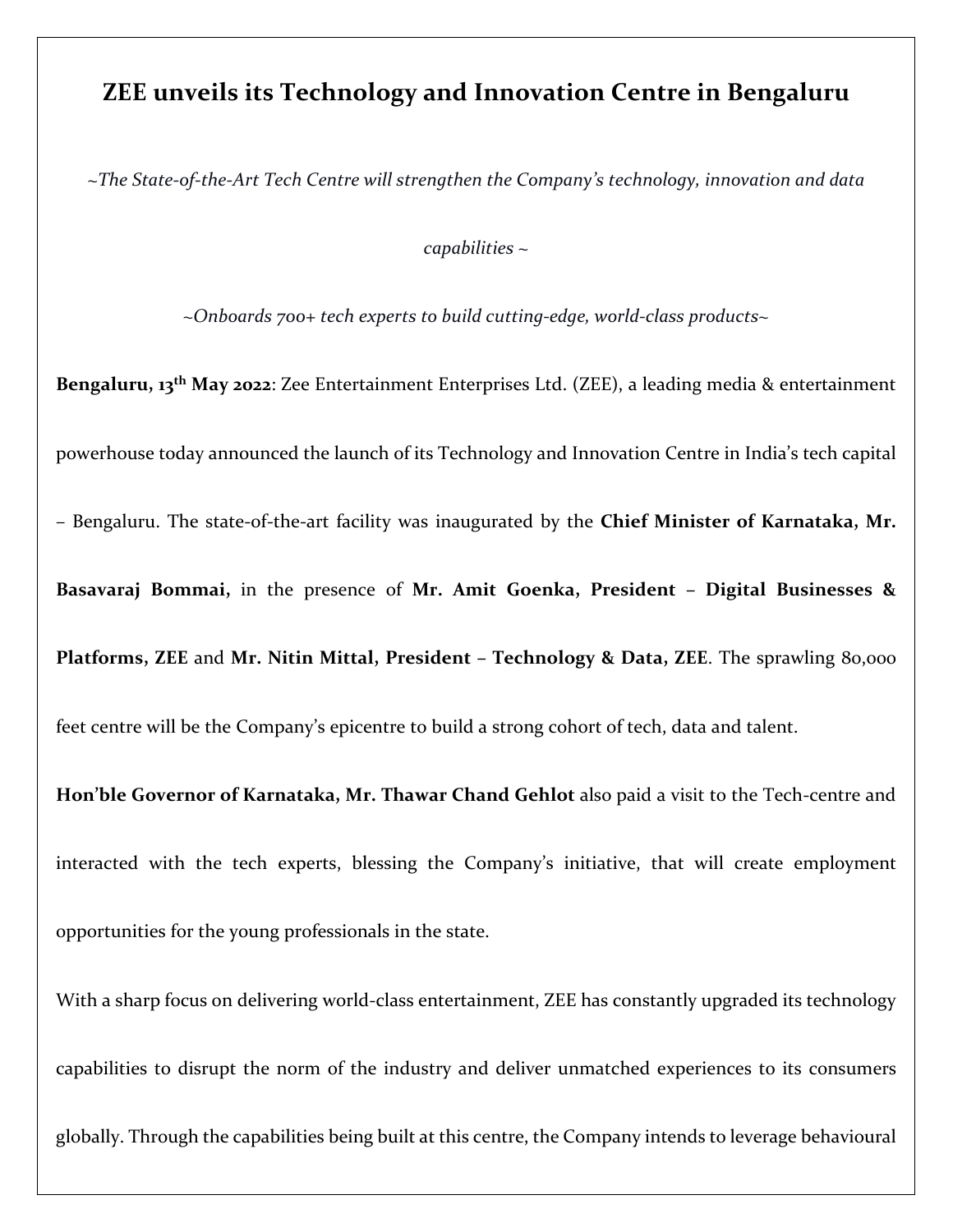# ZEE unveils its Technology and Innovation Centre in Bengaluru

*~The State-of-the-Art Tech Centre will strengthen the Company's technology, innovation and data capabilities ~*

*~Onboards 700+ tech experts to build cutting-edge, world-class products~*

**Bengaluru, 13th May 2022**: Zee Entertainment Enterprises Ltd. (ZEE), a leading media & entertainment powerhouse today announced the launch of its Technology and Innovation Centre in India's tech capital – Bengaluru. The state-of-the-art facility was inaugurated by the **Chief Minister of Karnataka, Mr. Basavaraj Bommai,** in the presence of **Mr. Amit Goenka, President – Digital Businesses & Platforms, ZEE** and **Mr. Nitin Mittal, President – Technology & Data, ZEE**. The sprawling 80,000 feet centre will be the Company's epicentre to build a strong cohort of tech, data and talent.

**Hon'ble Governor of Karnataka, Mr. Thawar Chand Gehlot** also paid a visit to the Tech-centre and interacted with the tech experts, blessing the Company's initiative, that will create employment opportunities for the young professionals in the state.

With a sharp focus on delivering world-class entertainment, ZEE has constantly upgraded its technology capabilities to disrupt the norm of the industry and deliver unmatched experiences to its consumers globally. Through the capabilities being built at this centre, the Company intends to leverage behavioural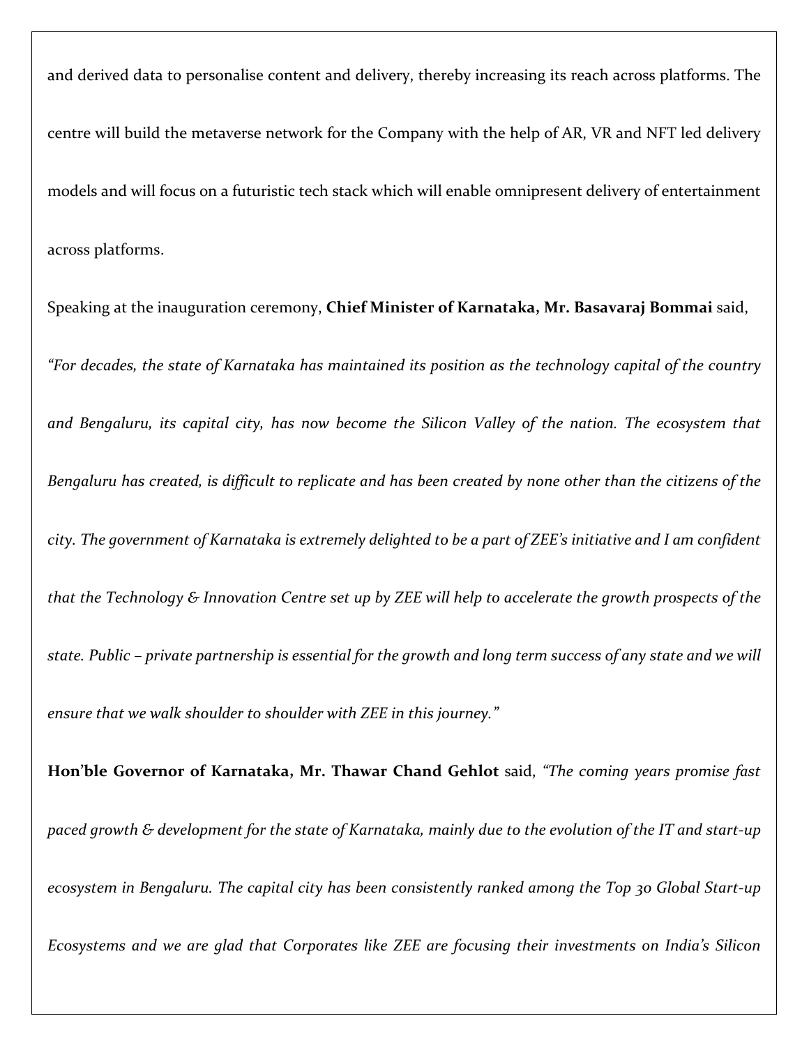and derived data to personalise content and delivery, thereby increasing its reach across platforms. The centre will build the metaverse network for the Company with the help of AR, VR and NFT led delivery models and will focus on a futuristic tech stack which will enable omnipresent delivery of entertainment across platforms.

Speaking at the inauguration ceremony, **Chief Minister of Karnataka, Mr. Basavaraj Bommai** said, *"For decades, the state of Karnataka has maintained its position as the technology capital of the country and Bengaluru, its capital city, has now become the Silicon Valley of the nation. The ecosystem that Bengaluru has created, is difficult to replicate and has been created by none other than the citizens of the city. The government of Karnataka is extremely delighted to be a part of ZEE's initiative and I am confident that the Technology & Innovation Centre set up by ZEE will help to accelerate the growth prospects of the state. Public – private partnership is essential for the growth and long term success of any state and we will ensure that we walk shoulder to shoulder with ZEE in this journey."*

**Hon'ble Governor of Karnataka, Mr. Thawar Chand Gehlot** said, *"The coming years promise fast paced growth & development for the state of Karnataka, mainly due to the evolution of the IT and start-up ecosystem in Bengaluru. The capital city has been consistently ranked among the Top 30 Global Start-up Ecosystems and we are glad that Corporates like ZEE are focusing their investments on India's Silicon*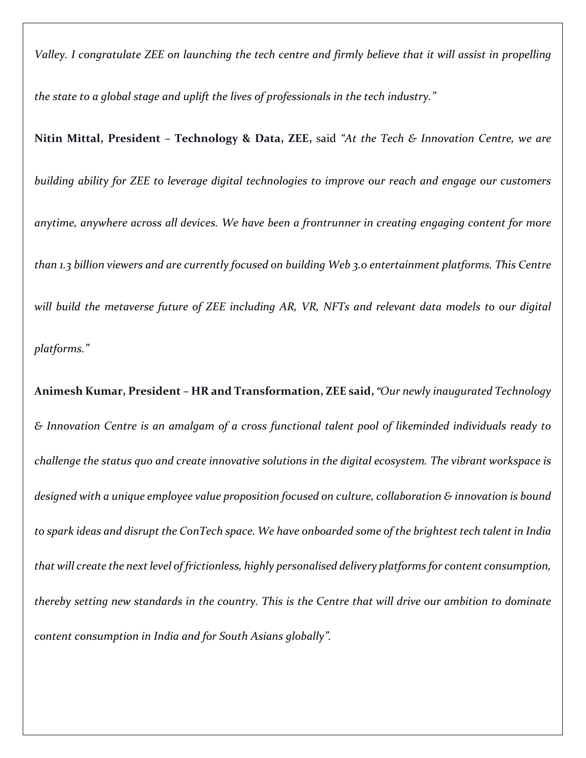*Valley. I congratulate ZEE on launching the tech centre and firmly believe that it will assist in propelling the state to a global stage and uplift the lives of professionals in the tech industry."*

**Nitin Mittal, President – Technology & Data, ZEE,** said *"At the Tech & Innovation Centre, we are building ability for ZEE to leverage digital technologies to improve our reach and engage our customers anytime, anywhere across all devices. We have been a frontrunner in creating engaging content for more than 1.3 billion viewers and are currently focused on building Web 3.0 entertainment platforms. This Centre will build the metaverse future of ZEE including AR, VR, NFTs and relevant data models to our digital platforms."*

**Animesh Kumar, President – HR and Transformation, ZEE said,** *"Our newly inaugurated Technology & Innovation Centre is an amalgam of a cross functional talent pool of likeminded individuals ready to challenge the status quo and create innovative solutions in the digital ecosystem. The vibrant workspace is designed with a unique employee value proposition focused on culture, collaboration & innovation is bound to spark ideas and disrupt the ConTech space. We have onboarded some of the brightest tech talent in India that will create the next level of frictionless, highly personalised delivery platforms for content consumption, thereby setting new standards in the country. This is the Centre that will drive our ambition to dominate content consumption in India and for South Asians globally".*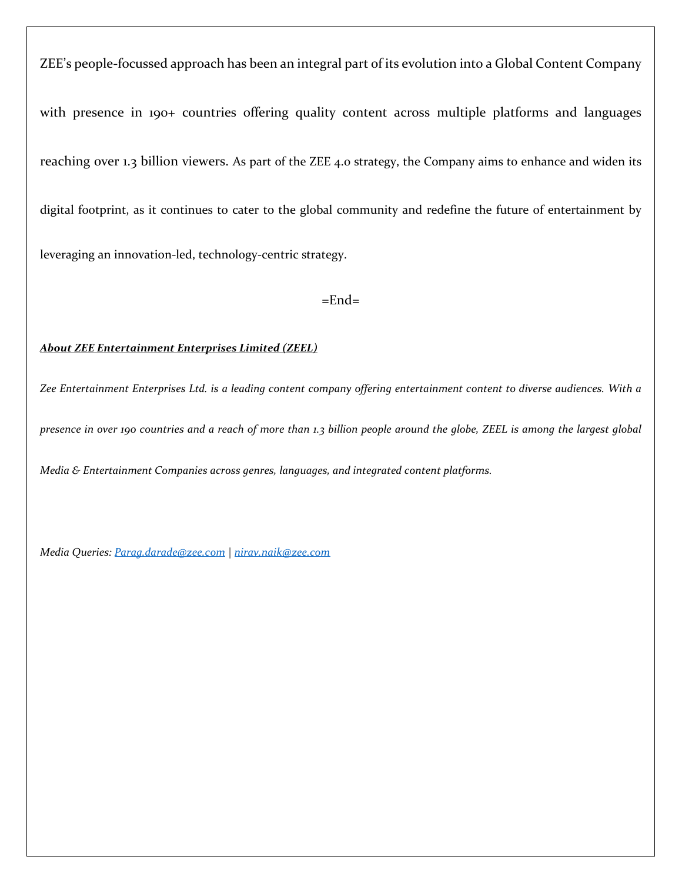ZEE's people-focussed approach has been an integral part of its evolution into a Global Content Company with presence in 190+ countries offering quality content across multiple platforms and languages reaching over 1.3 billion viewers. As part of the ZEE 4.0 strategy, the Company aims to enhance and widen its digital footprint, as it continues to cater to the global community and redefine the future of entertainment by leveraging an innovation-led, technology-centric strategy.

=End=

***About ZEE Entertainment Enterprises Limited (ZEEL)***

*Zee Entertainment Enterprises Ltd. is a leading content company offering entertainment content to diverse audiences. With a presence in over 190 countries and a reach of more than 1.3 billion people around the globe, ZEEL is among the largest global Media & Entertainment Companies across genres, languages, and integrated content platforms.*

*Media Queries: Parag.darade@zee.com | nirav.naik@zee.com*